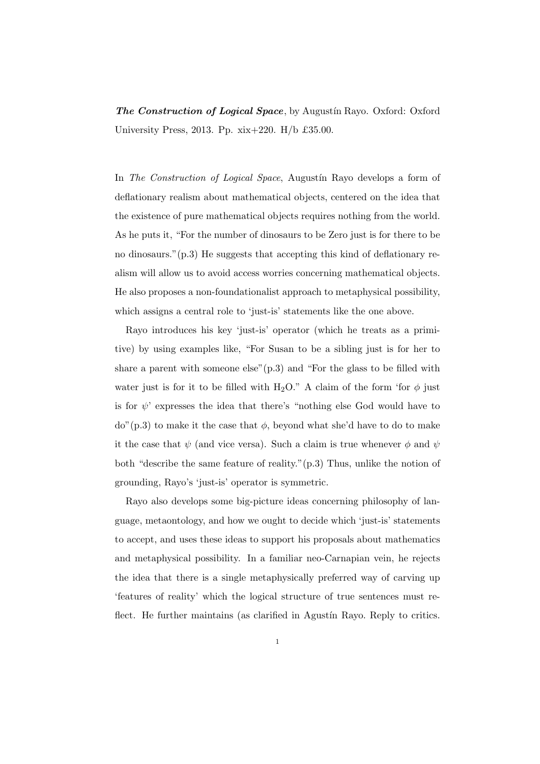***The Construction of Logical Space***, by Augustín Rayo. Oxford: Oxford University Press, 2013. Pp. xix+220. H/b £35.00.

In *The Construction of Logical Space*, Augustín Rayo develops a form of deflationary realism about mathematical objects, centered on the idea that the existence of pure mathematical objects requires nothing from the world. As he puts it, "For the number of dinosaurs to be Zero just is for there to be no dinosaurs."(p.3) He suggests that accepting this kind of deflationary realism will allow us to avoid access worries concerning mathematical objects. He also proposes a non-foundationalist approach to metaphysical possibility, which assigns a central role to 'just-is' statements like the one above.

Rayo introduces his key 'just-is' operator (which he treats as a primitive) by using examples like, "For Susan to be a sibling just is for her to share a parent with someone else"(p.3) and "For the glass to be filled with water just is for it to be filled with $H_2O$." A claim of the form 'for $\phi$ just is for $\psi$' expresses the idea that there's "nothing else God would have to do"(p.3) to make it the case that $\phi$, beyond what she'd have to do to make it the case that $\psi$ (and vice versa). Such a claim is true whenever $\phi$ and $\psi$ both "describe the same feature of reality."(p.3) Thus, unlike the notion of grounding, Rayo's 'just-is' operator is symmetric.

Rayo also develops some big-picture ideas concerning philosophy of language, metaontology, and how we ought to decide which 'just-is' statements to accept, and uses these ideas to support his proposals about mathematics and metaphysical possibility. In a familiar neo-Carnapian vein, he rejects the idea that there is a single metaphysically preferred way of carving up 'features of reality' which the logical structure of true sentences must reflect. He further maintains (as clarified in Agustín Rayo. Reply to critics.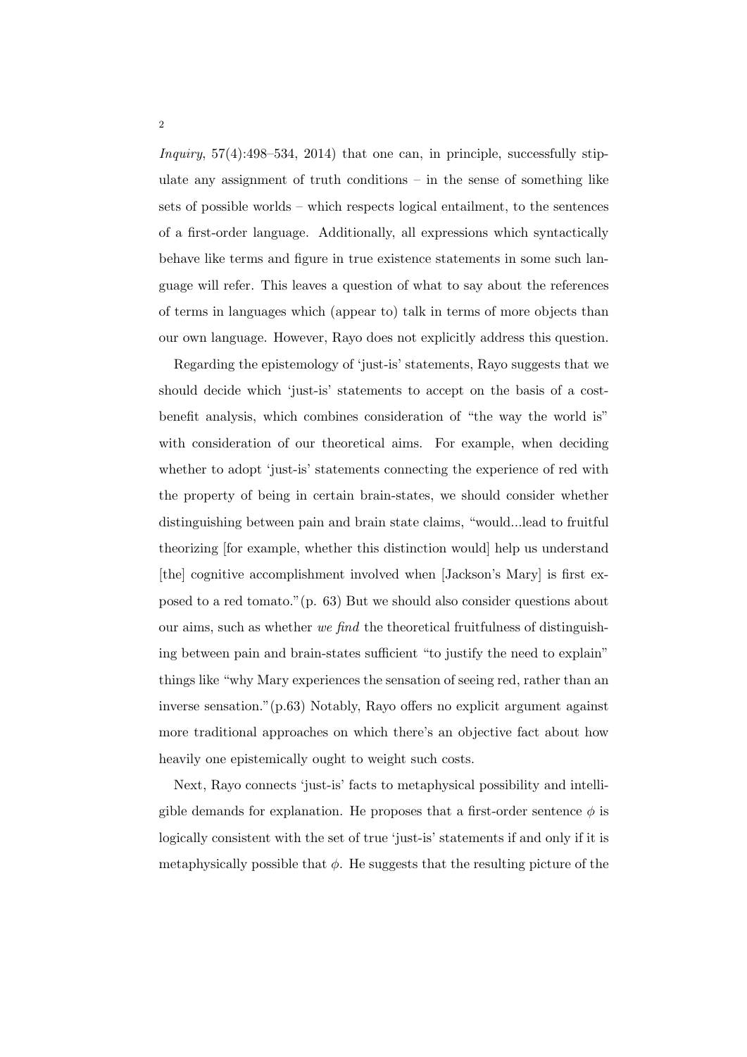*Inquiry*, 57(4):498–534, 2014) that one can, in principle, successfully stipulate any assignment of truth conditions – in the sense of something like sets of possible worlds – which respects logical entailment, to the sentences of a first-order language. Additionally, all expressions which syntactically behave like terms and figure in true existence statements in some such language will refer. This leaves a question of what to say about the references of terms in languages which (appear to) talk in terms of more objects than our own language. However, Rayo does not explicitly address this question.

Regarding the epistemology of 'just-is' statements, Rayo suggests that we should decide which 'just-is' statements to accept on the basis of a cost-benefit analysis, which combines consideration of "the way the world is" with consideration of our theoretical aims. For example, when deciding whether to adopt 'just-is' statements connecting the experience of red with the property of being in certain brain-states, we should consider whether distinguishing between pain and brain state claims, "would...lead to fruitful theorizing [for example, whether this distinction would] help us understand [the] cognitive accomplishment involved when [Jackson's Mary] is first exposed to a red tomato."(p. 63) But we should also consider questions about our aims, such as whether *we find* the theoretical fruitfulness of distinguishing between pain and brain-states sufficient "to justify the need to explain" things like "why Mary experiences the sensation of seeing red, rather than an inverse sensation."(p.63) Notably, Rayo offers no explicit argument against more traditional approaches on which there's an objective fact about how heavily one epistemically ought to weight such costs.

Next, Rayo connects 'just-is' facts to metaphysical possibility and intelligible demands for explanation. He proposes that a first-order sentence $\phi$ is logically consistent with the set of true 'just-is' statements if and only if it is metaphysically possible that $\phi$. He suggests that the resulting picture of the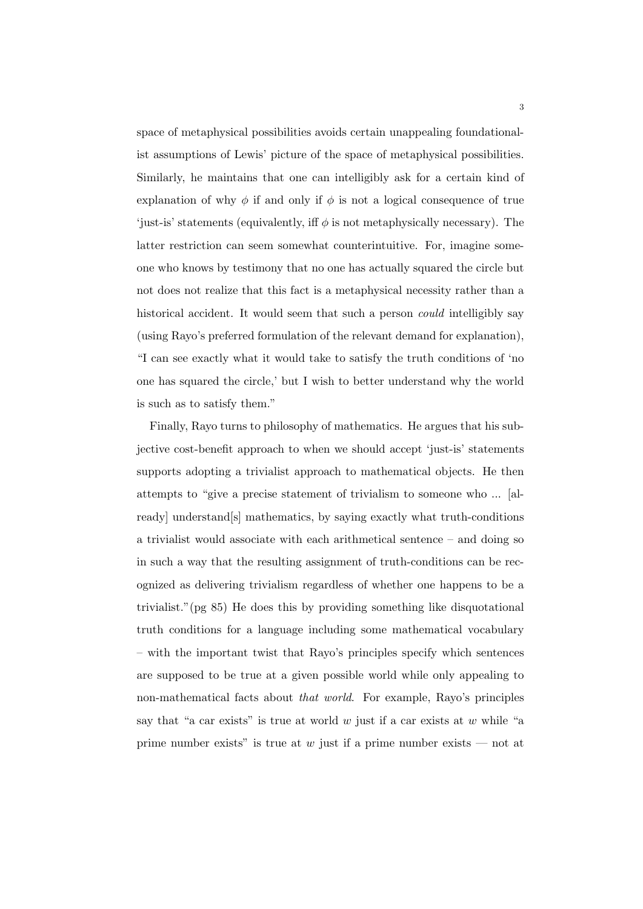space of metaphysical possibilities avoids certain unappealing foundationalist assumptions of Lewis' picture of the space of metaphysical possibilities. Similarly, he maintains that one can intelligibly ask for a certain kind of explanation of why $\phi$ if and only if $\phi$ is not a logical consequence of true 'just-is' statements (equivalently, iff $\phi$ is not metaphysically necessary). The latter restriction can seem somewhat counterintuitive. For, imagine someone who knows by testimony that no one has actually squared the circle but not does not realize that this fact is a metaphysical necessity rather than a historical accident. It would seem that such a person *could* intelligibly say (using Rayo's preferred formulation of the relevant demand for explanation), "I can see exactly what it would take to satisfy the truth conditions of 'no one has squared the circle,' but I wish to better understand why the world is such as to satisfy them."

Finally, Rayo turns to philosophy of mathematics. He argues that his subjective cost-benefit approach to when we should accept 'just-is' statements supports adopting a trivialist approach to mathematical objects. He then attempts to "give a precise statement of trivialism to someone who ... [already] understand[s] mathematics, by saying exactly what truth-conditions a trivialist would associate with each arithmetical sentence – and doing so in such a way that the resulting assignment of truth-conditions can be recognized as delivering trivialism regardless of whether one happens to be a trivialist."(pg 85) He does this by providing something like disquotational truth conditions for a language including some mathematical vocabulary – with the important twist that Rayo's principles specify which sentences are supposed to be true at a given possible world while only appealing to non-mathematical facts about *that world*. For example, Rayo's principles say that "a car exists" is true at world $w$ just if a car exists at $w$ while "a prime number exists" is true at $w$ just if a prime number exists — not at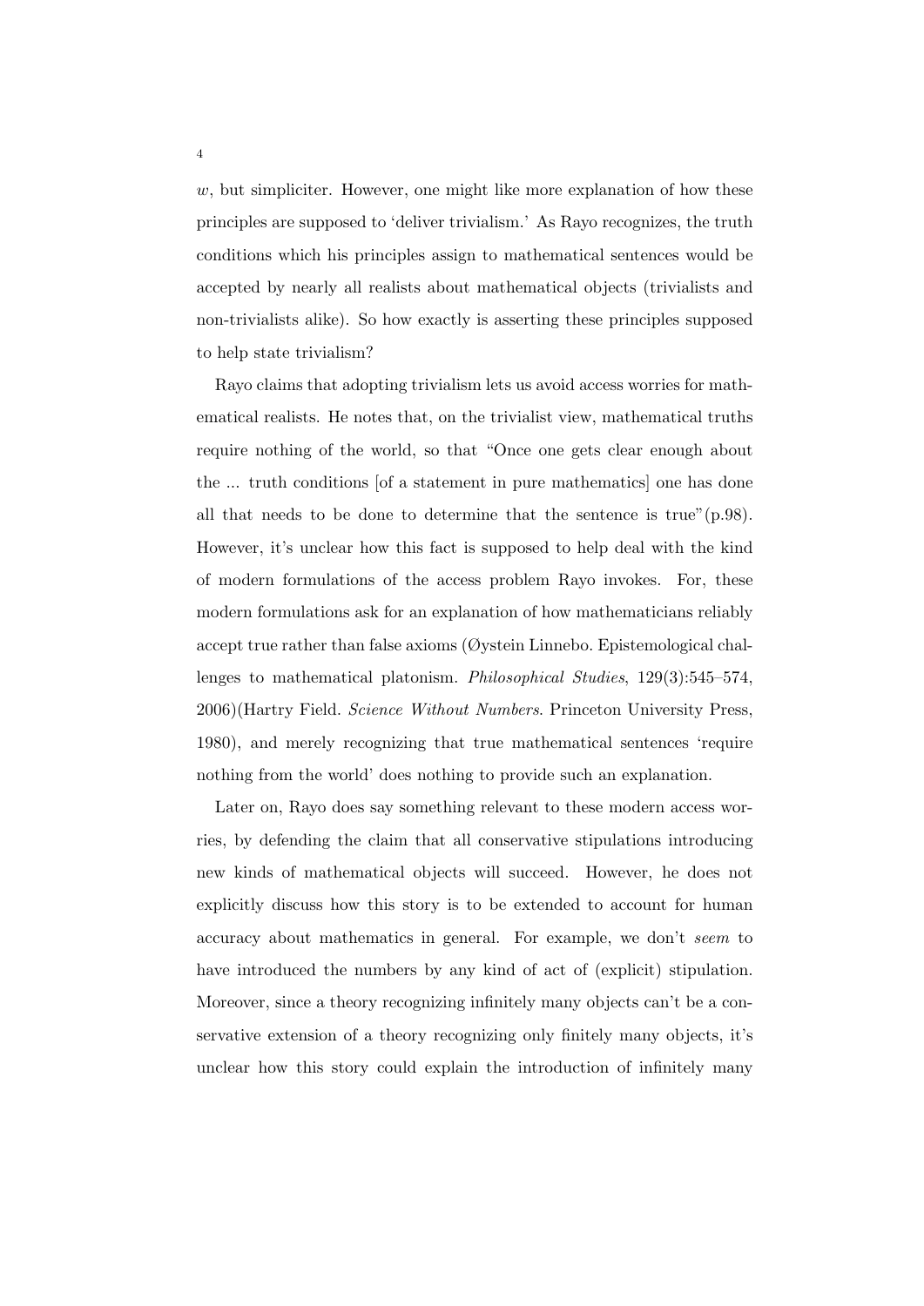$w$, but simpliciter. However, one might like more explanation of how these principles are supposed to 'deliver trivialism.' As Rayo recognizes, the truth conditions which his principles assign to mathematical sentences would be accepted by nearly all realists about mathematical objects (trivialists and non-trivialists alike). So how exactly is asserting these principles supposed to help state trivialism?

Rayo claims that adopting trivialism lets us avoid access worries for mathematical realists. He notes that, on the trivialist view, mathematical truths require nothing of the world, so that "Once one gets clear enough about the ... truth conditions [of a statement in pure mathematics] one has done all that needs to be done to determine that the sentence is true"(p.98). However, it's unclear how this fact is supposed to help deal with the kind of modern formulations of the access problem Rayo invokes. For, these modern formulations ask for an explanation of how mathematicians reliably accept true rather than false axioms (Øystein Linnebo. Epistemological challenges to mathematical platonism. *Philosophical Studies*, 129(3):545–574, 2006)(Hartry Field. *Science Without Numbers*. Princeton University Press, 1980), and merely recognizing that true mathematical sentences 'require nothing from the world' does nothing to provide such an explanation.

Later on, Rayo does say something relevant to these modern access worries, by defending the claim that all conservative stipulations introducing new kinds of mathematical objects will succeed. However, he does not explicitly discuss how this story is to be extended to account for human accuracy about mathematics in general. For example, we don't *seem* to have introduced the numbers by any kind of act of (explicit) stipulation. Moreover, since a theory recognizing infinitely many objects can't be a conservative extension of a theory recognizing only finitely many objects, it's unclear how this story could explain the introduction of infinitely many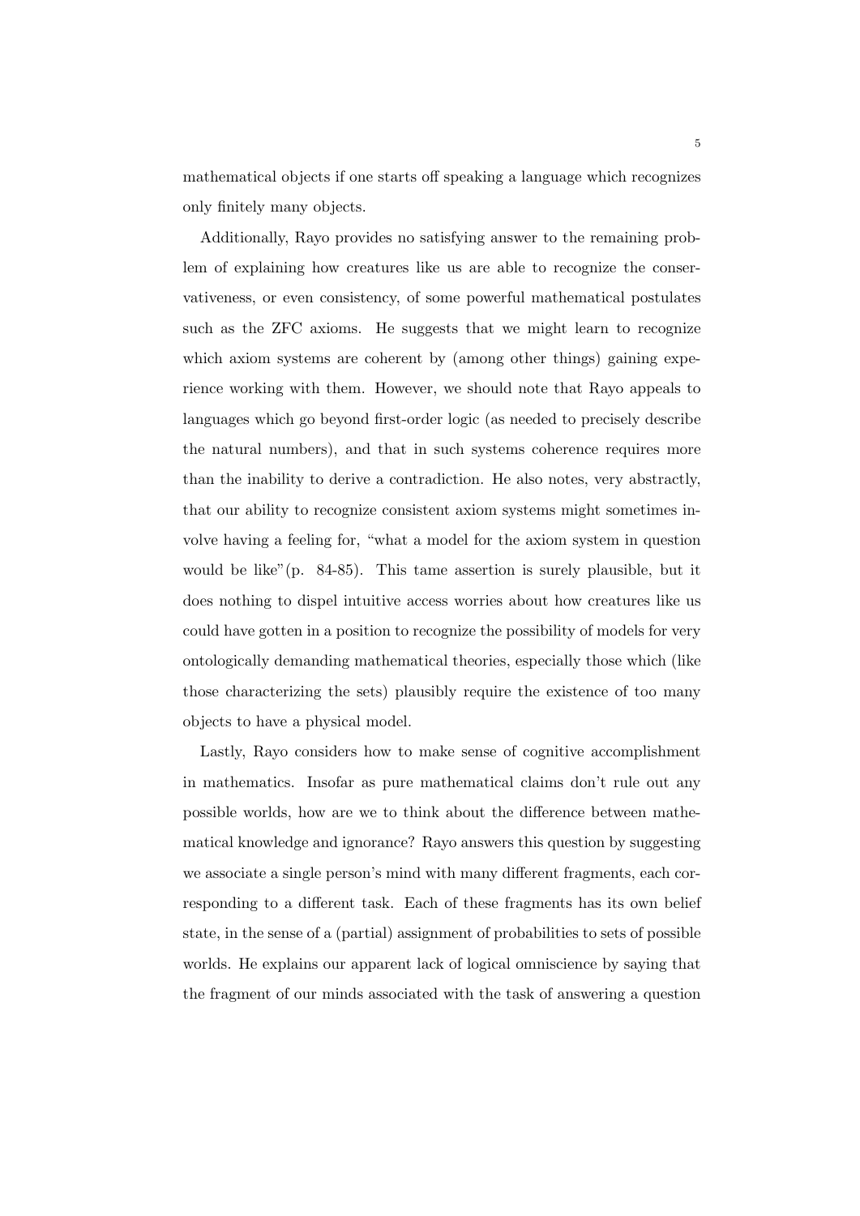mathematical objects if one starts off speaking a language which recognizes only finitely many objects.

Additionally, Rayo provides no satisfying answer to the remaining problem of explaining how creatures like us are able to recognize the conservativeness, or even consistency, of some powerful mathematical postulates such as the ZFC axioms. He suggests that we might learn to recognize which axiom systems are coherent by (among other things) gaining experience working with them. However, we should note that Rayo appeals to languages which go beyond first-order logic (as needed to precisely describe the natural numbers), and that in such systems coherence requires more than the inability to derive a contradiction. He also notes, very abstractly, that our ability to recognize consistent axiom systems might sometimes involve having a feeling for, "what a model for the axiom system in question would be like"(p. 84-85). This tame assertion is surely plausible, but it does nothing to dispel intuitive access worries about how creatures like us could have gotten in a position to recognize the possibility of models for very ontologically demanding mathematical theories, especially those which (like those characterizing the sets) plausibly require the existence of too many objects to have a physical model.

Lastly, Rayo considers how to make sense of cognitive accomplishment in mathematics. Insofar as pure mathematical claims don't rule out any possible worlds, how are we to think about the difference between mathematical knowledge and ignorance? Rayo answers this question by suggesting we associate a single person's mind with many different fragments, each corresponding to a different task. Each of these fragments has its own belief state, in the sense of a (partial) assignment of probabilities to sets of possible worlds. He explains our apparent lack of logical omniscience by saying that the fragment of our minds associated with the task of answering a question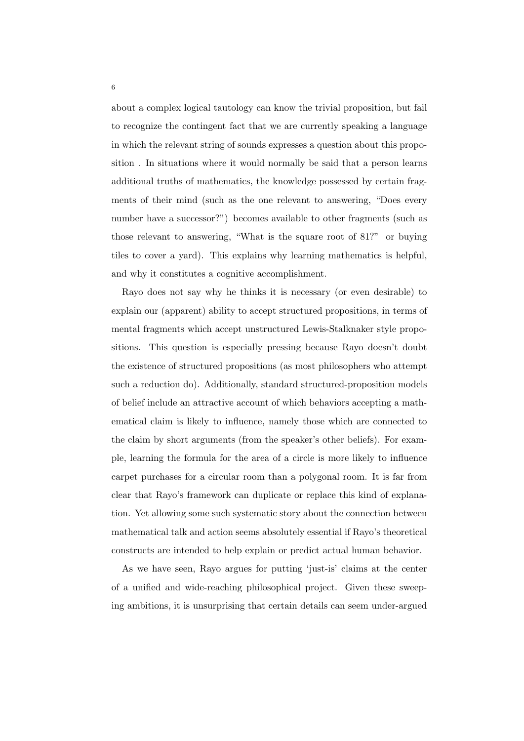about a complex logical tautology can know the trivial proposition, but fail to recognize the contingent fact that we are currently speaking a language in which the relevant string of sounds expresses a question about this proposition . In situations where it would normally be said that a person learns additional truths of mathematics, the knowledge possessed by certain fragments of their mind (such as the one relevant to answering, "Does every number have a successor?") becomes available to other fragments (such as those relevant to answering, "What is the square root of 81?" or buying tiles to cover a yard). This explains why learning mathematics is helpful, and why it constitutes a cognitive accomplishment.

Rayo does not say why he thinks it is necessary (or even desirable) to explain our (apparent) ability to accept structured propositions, in terms of mental fragments which accept unstructured Lewis-Stalknaker style propositions. This question is especially pressing because Rayo doesn't doubt the existence of structured propositions (as most philosophers who attempt such a reduction do). Additionally, standard structured-proposition models of belief include an attractive account of which behaviors accepting a mathematical claim is likely to influence, namely those which are connected to the claim by short arguments (from the speaker's other beliefs). For example, learning the formula for the area of a circle is more likely to influence carpet purchases for a circular room than a polygonal room. It is far from clear that Rayo's framework can duplicate or replace this kind of explanation. Yet allowing some such systematic story about the connection between mathematical talk and action seems absolutely essential if Rayo's theoretical constructs are intended to help explain or predict actual human behavior.

As we have seen, Rayo argues for putting 'just-is' claims at the center of a unified and wide-reaching philosophical project. Given these sweeping ambitions, it is unsurprising that certain details can seem under-argued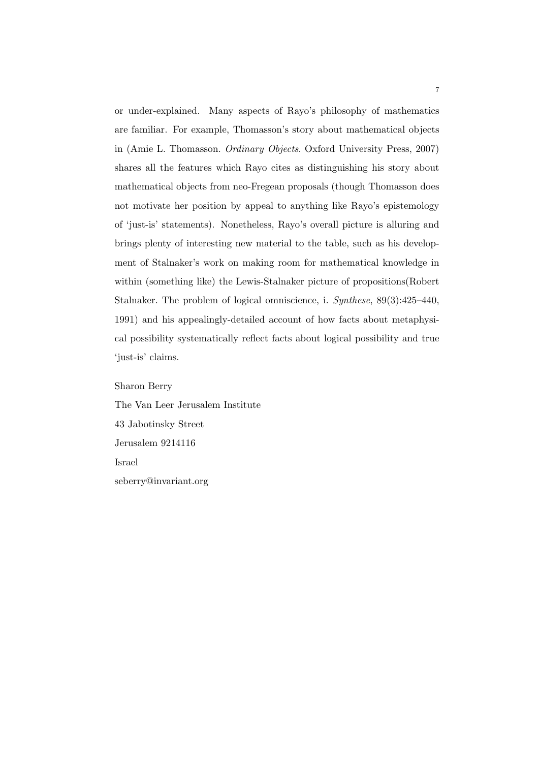or under-explained. Many aspects of Rayo's philosophy of mathematics are familiar. For example, Thomasson's story about mathematical objects in (Amie L. Thomasson. *Ordinary Objects*. Oxford University Press, 2007) shares all the features which Rayo cites as distinguishing his story about mathematical objects from neo-Fregean proposals (though Thomasson does not motivate her position by appeal to anything like Rayo's epistemology of 'just-is' statements). Nonetheless, Rayo's overall picture is alluring and brings plenty of interesting new material to the table, such as his development of Stalnaker's work on making room for mathematical knowledge in within (something like) the Lewis-Stalnaker picture of propositions(Robert Stalnaker. The problem of logical omniscience, i. *Synthese*, 89(3):425–440, 1991) and his appealingly-detailed account of how facts about metaphysical possibility systematically reflect facts about logical possibility and true 'just-is' claims.

Sharon Berry
The Van Leer Jerusalem Institute
43 Jabotinsky Street
Jerusalem 9214116
Israel
seberry@invariant.org